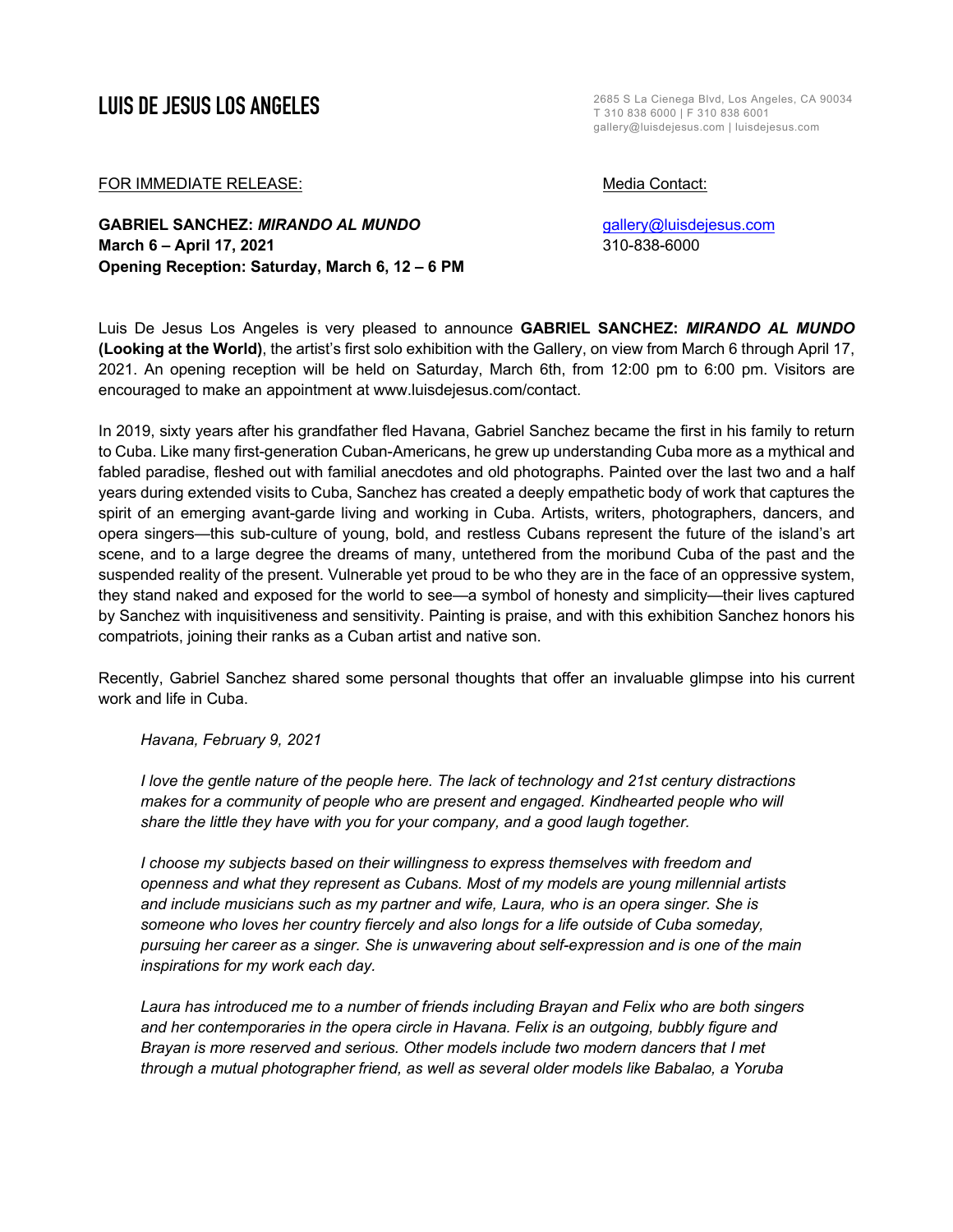# LUIS DE JESUS LOS ANGELES

2685 S La Cienega Blvd, Los Angeles, CA 90034
T 310 838 6000 | F 310 838 6001
gallery@luisdejesus.com | luisdejesus.com

FOR IMMEDIATE RELEASE:

Media Contact:
gallery@luisdejesus.com
310-838-6000

**GABRIEL SANCHEZ: *MIRANDO AL MUNDO***
**March 6 – April 17, 2021**
**Opening Reception: Saturday, March 6, 12 – 6 PM**

Luis De Jesus Los Angeles is very pleased to announce **GABRIEL SANCHEZ: *MIRANDO AL MUNDO* (Looking at the World)**, the artist's first solo exhibition with the Gallery, on view from March 6 through April 17, 2021. An opening reception will be held on Saturday, March 6th, from 12:00 pm to 6:00 pm. Visitors are encouraged to make an appointment at www.luisdejesus.com/contact.

In 2019, sixty years after his grandfather fled Havana, Gabriel Sanchez became the first in his family to return to Cuba. Like many first-generation Cuban-Americans, he grew up understanding Cuba more as a mythical and fabled paradise, fleshed out with familial anecdotes and old photographs. Painted over the last two and a half years during extended visits to Cuba, Sanchez has created a deeply empathetic body of work that captures the spirit of an emerging avant-garde living and working in Cuba. Artists, writers, photographers, dancers, and opera singers—this sub-culture of young, bold, and restless Cubans represent the future of the island's art scene, and to a large degree the dreams of many, untethered from the moribund Cuba of the past and the suspended reality of the present. Vulnerable yet proud to be who they are in the face of an oppressive system, they stand naked and exposed for the world to see—a symbol of honesty and simplicity—their lives captured by Sanchez with inquisitiveness and sensitivity. Painting is praise, and with this exhibition Sanchez honors his compatriots, joining their ranks as a Cuban artist and native son.

Recently, Gabriel Sanchez shared some personal thoughts that offer an invaluable glimpse into his current work and life in Cuba.

> *Havana, February 9, 2021*
>
> *I love the gentle nature of the people here. The lack of technology and 21st century distractions makes for a community of people who are present and engaged. Kindhearted people who will share the little they have with you for your company, and a good laugh together.*
>
> *I choose my subjects based on their willingness to express themselves with freedom and openness and what they represent as Cubans. Most of my models are young millennial artists and include musicians such as my partner and wife, Laura, who is an opera singer. She is someone who loves her country fiercely and also longs for a life outside of Cuba someday, pursuing her career as a singer. She is unwavering about self-expression and is one of the main inspirations for my work each day.*
>
> *Laura has introduced me to a number of friends including Brayan and Felix who are both singers and her contemporaries in the opera circle in Havana. Felix is an outgoing, bubbly figure and Brayan is more reserved and serious. Other models include two modern dancers that I met through a mutual photographer friend, as well as several older models like Babalao, a Yoruba*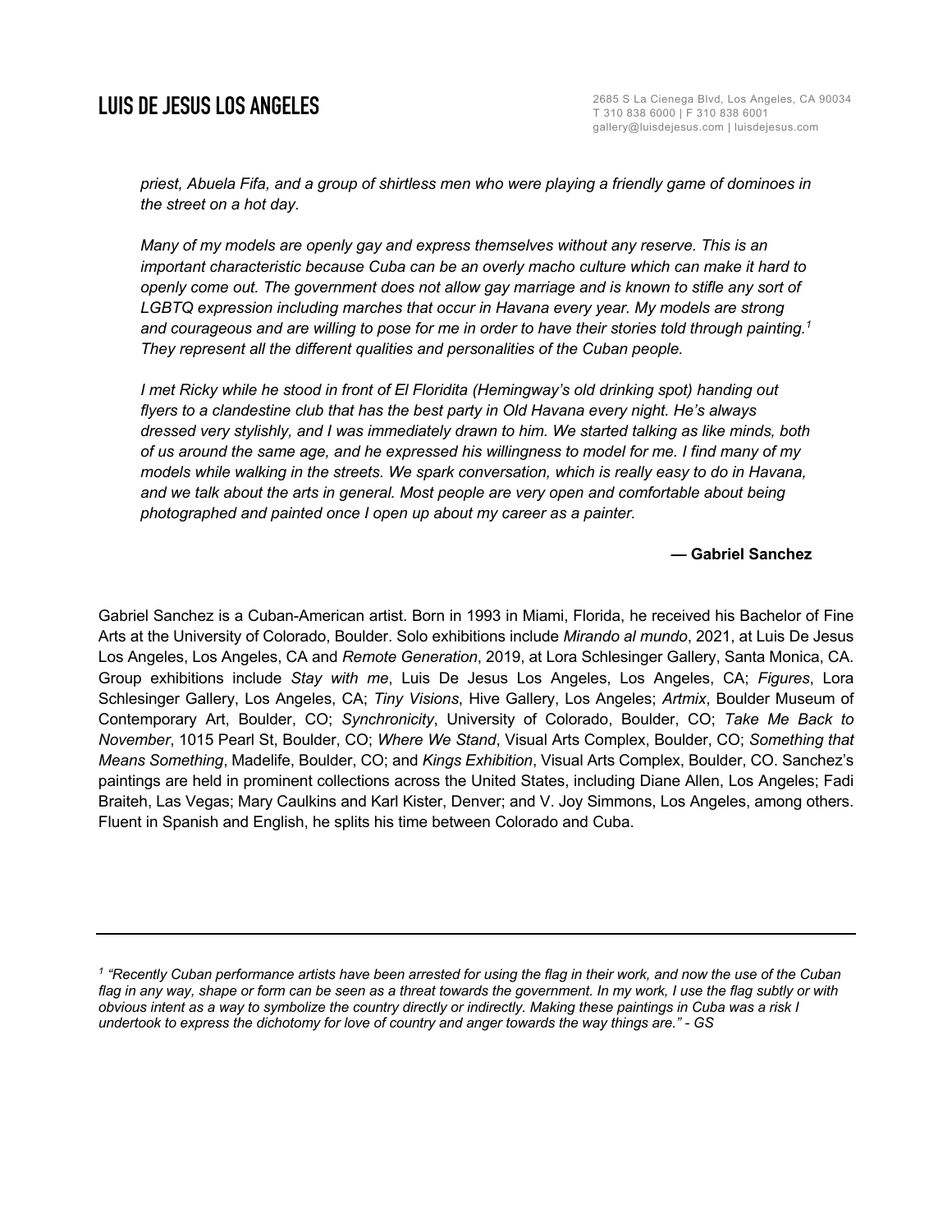*priest, Abuela Fifa, and a group of shirtless men who were playing a friendly game of dominoes in the street on a hot day.*

*Many of my models are openly gay and express themselves without any reserve. This is an important characteristic because Cuba can be an overly macho culture which can make it hard to openly come out. The government does not allow gay marriage and is known to stifle any sort of LGBTQ expression including marches that occur in Havana every year. My models are strong and courageous and are willing to pose for me in order to have their stories told through painting.*[1] *They represent all the different qualities and personalities of the Cuban people.*

*I met Ricky while he stood in front of El Floridita (Hemingway's old drinking spot) handing out flyers to a clandestine club that has the best party in Old Havana every night. He's always dressed very stylishly, and I was immediately drawn to him. We started talking as like minds, both of us around the same age, and he expressed his willingness to model for me. I find many of my models while walking in the streets. We spark conversation, which is really easy to do in Havana, and we talk about the arts in general. Most people are very open and comfortable about being photographed and painted once I open up about my career as a painter.*

**— Gabriel Sanchez**

Gabriel Sanchez is a Cuban-American artist. Born in 1993 in Miami, Florida, he received his Bachelor of Fine Arts at the University of Colorado, Boulder. Solo exhibitions include *Mirando al mundo*, 2021, at Luis De Jesus Los Angeles, Los Angeles, CA and *Remote Generation*, 2019, at Lora Schlesinger Gallery, Santa Monica, CA. Group exhibitions include *Stay with me*, Luis De Jesus Los Angeles, Los Angeles, CA; *Figures*, Lora Schlesinger Gallery, Los Angeles, CA; *Tiny Visions*, Hive Gallery, Los Angeles; *Artmix*, Boulder Museum of Contemporary Art, Boulder, CO; *Synchronicity*, University of Colorado, Boulder, CO; *Take Me Back to November*, 1015 Pearl St, Boulder, CO; *Where We Stand*, Visual Arts Complex, Boulder, CO; *Something that Means Something*, Madelife, Boulder, CO; and *Kings Exhibition*, Visual Arts Complex, Boulder, CO. Sanchez's paintings are held in prominent collections across the United States, including Diane Allen, Los Angeles; Fadi Braiteh, Las Vegas; Mary Caulkins and Karl Kister, Denver; and V. Joy Simmons, Los Angeles, among others. Fluent in Spanish and English, he splits his time between Colorado and Cuba.

---

[1] *"Recently Cuban performance artists have been arrested for using the flag in their work, and now the use of the Cuban flag in any way, shape or form can be seen as a threat towards the government. In my work, I use the flag subtly or with obvious intent as a way to symbolize the country directly or indirectly. Making these paintings in Cuba was a risk I undertook to express the dichotomy for love of country and anger towards the way things are." - GS*